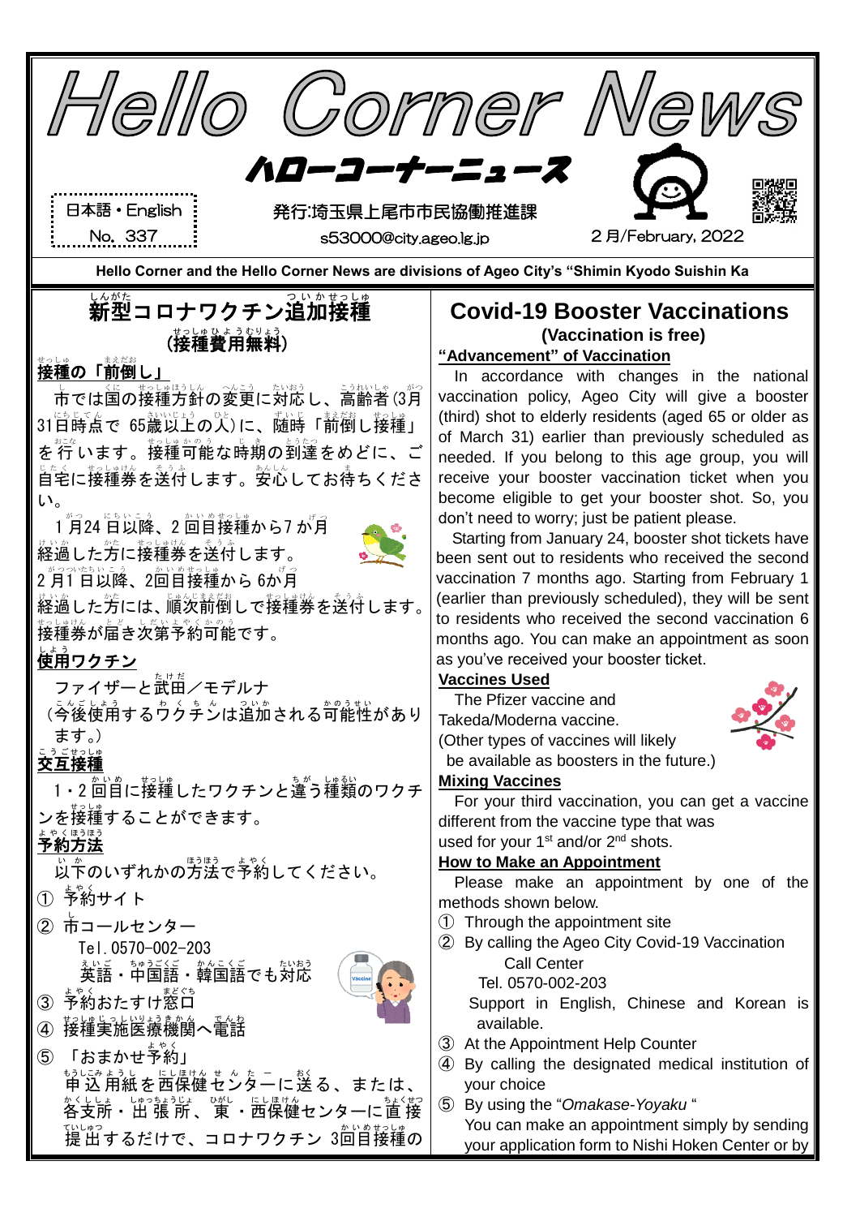# Hello Corner News

## ハローコーナーニュース

日本語・English
No. 337

発行:埼玉県上尾市市民協働推進課
s53000@city.ageo.lg.jp

2月/February, 2022

**Hello Corner and the Hello Corner News are divisions of Ageo City's "Shimin Kyodo Suishin Ka**

## 新型コロナワクチン追加接種
### (接種費用無料)

**接種の「前倒し」**

市では国の接種方針の変更に対応し、高齢者(3月31日時点で 65歳以上の人)に、随時「前倒し接種」を行います。接種可能な時期の到達をめどに、ご自宅に接種券を送付します。安心してお待ちください。

1月24日以降、2回目接種から7か月経過した方に接種券を送付します。

2月1日以降、2回目接種から 6か月経過した方には、順次前倒しで接種券を送付します。接種券が届き次第予約可能です。

**使用ワクチン**

ファイザーと武田/モデルナ
(今後使用するワクチンは追加される可能性があります。)

**交互接種**

1・2回目に接種したワクチンと違う種類のワクチンを接種することができます。

**予約方法**

以下のいずれかの方法で予約してください。

① 予約サイト
② 市コールセンター
　Tel. 0570-002-203
　英語・中国語・韓国語でも対応
③ 予約おたすけ窓口
④ 接種実施医療機関へ電話
⑤ 「おまかせ予約」
　申込用紙を西保健センターに送る、または、各支所・出張所、東・西保健センターに直接提出するだけで、コロナワクチン 3回目接種の

## Covid-19 Booster Vaccinations
### (Vaccination is free)

**"Advancement" of Vaccination**

In accordance with changes in the national vaccination policy, Ageo City will give a booster (third) shot to elderly residents (aged 65 or older as of March 31) earlier than previously scheduled as needed. If you belong to this age group, you will receive your booster vaccination ticket when you become eligible to get your booster shot. So, you don't need to worry; just be patient please.

Starting from January 24, booster shot tickets have been sent out to residents who received the second vaccination 7 months ago. Starting from February 1 (earlier than previously scheduled), they will be sent to residents who received the second vaccination 6 months ago. You can make an appointment as soon as you've received your booster ticket.

**Vaccines Used**

The Pfizer vaccine and Takeda/Moderna vaccine.
(Other types of vaccines will likely be available as boosters in the future.)

**Mixing Vaccines**

For your third vaccination, you can get a vaccine different from the vaccine type that was used for your 1st and/or 2nd shots.

**How to Make an Appointment**

Please make an appointment by one of the methods shown below.

① Through the appointment site
② By calling the Ageo City Covid-19 Vaccination Call Center
　Tel. 0570-002-203
　Support in English, Chinese and Korean is available.
③ At the Appointment Help Counter
④ By calling the designated medical institution of your choice
⑤ By using the "*Omakase-Yoyaku* "
　You can make an appointment simply by sending your application form to Nishi Hoken Center or by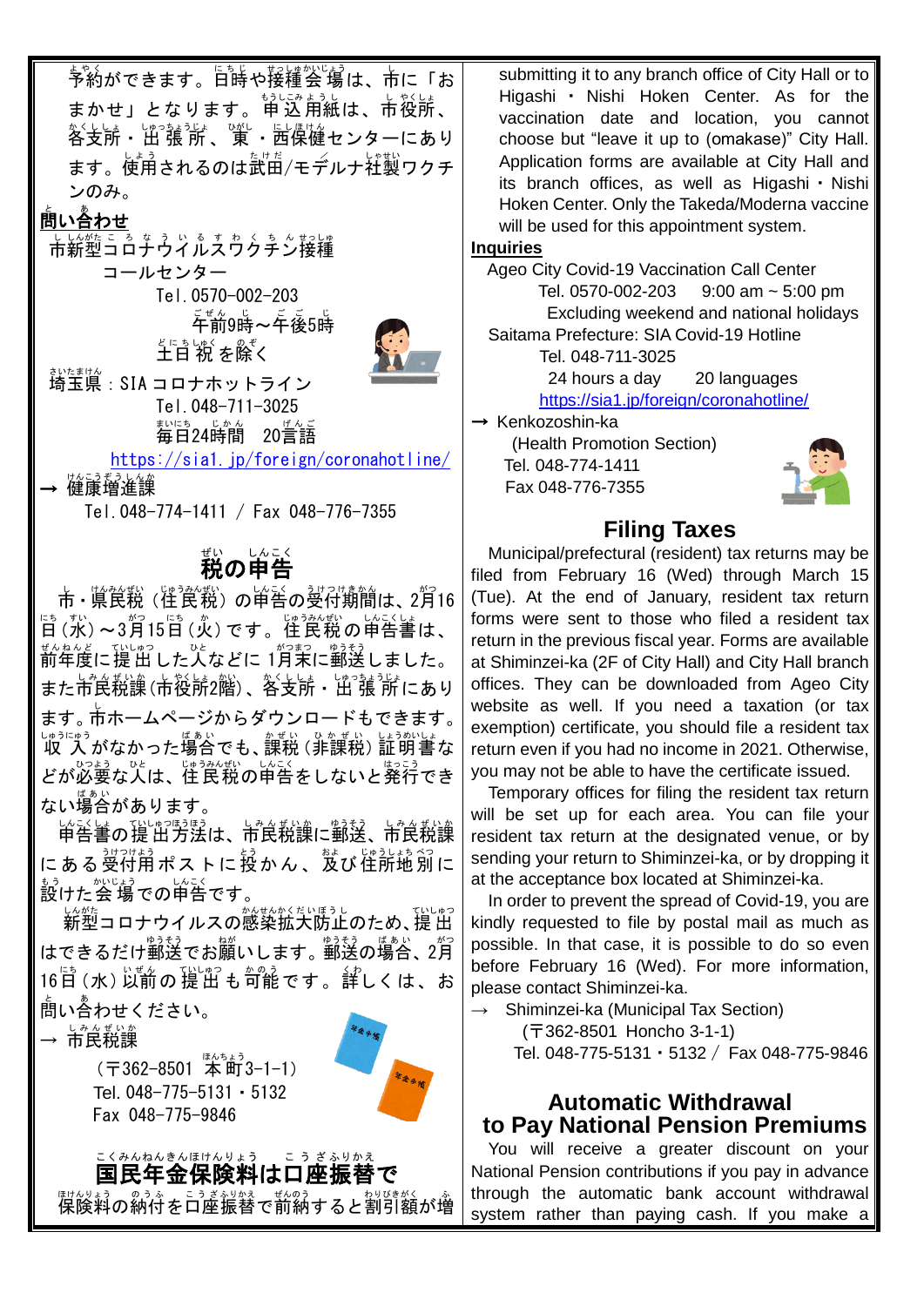予約ができます。日時や接種会場は、市に「おまかせ」となります。申込用紙は、市役所、各支所・出張所、東・西保健センターにあります。使用されるのは武田/モデルナ社製ワクチンのみ。

**問い合わせ**

市新型コロナウイルスワクチン接種コールセンター
Tel. 0570-002-203
午前9時～午後5時
土日祝を除く

埼玉県：SIA コロナホットライン
Tel. 048-711-3025
毎日24時間　20言語
https://sia1.jp/foreign/coronahotline/

→ 健康増進課
Tel. 048-774-1411 / Fax 048-776-7355

## 税の申告

市・県民税（住民税）の申告の受付期間は、2月16日（水）～3月15日（火）です。住民税の申告書は、前年度に提出した人などに1月末に郵送しました。また市民税課（市役所2階）、各支所・出張所にあります。市ホームページからダウンロードもできます。収入がなかった場合でも、課税（非課税）証明書などが必要な人は、住民税の申告をしないと発行できない場合があります。

申告書の提出方法は、市民税課に郵送、市民税課にある受付用ポストに投かん、及び住所地別に設けた会場での申告です。

新型コロナウイルスの感染拡大防止のため、提出はできるだけ郵送でお願いします。郵送の場合、2月16日（水）以前の提出も可能です。詳しくは、お問い合わせください。

→ 市民税課
（〒362-8501 本町3-1-1）
Tel. 048-775-5131・5132
Fax 048-775-9846

## 国民年金保険料は口座振替で

保険料の納付を口座振替で前納すると割引額が増

submitting it to any branch office of City Hall or to Higashi・Nishi Hoken Center. As for the vaccination date and location, you cannot choose but “leave it up to (omakase)” City Hall. Application forms are available at City Hall and its branch offices, as well as Higashi・Nishi Hoken Center. Only the Takeda/Moderna vaccine will be used for this appointment system.

**Inquiries**

Ageo City Covid-19 Vaccination Call Center
Tel. 0570-002-203　9:00 am ~ 5:00 pm
Excluding weekend and national holidays

Saitama Prefecture: SIA Covid-19 Hotline
Tel. 048-711-3025
24 hours a day　20 languages
https://sia1.jp/foreign/coronahotline/

→ Kenkozoshin-ka
(Health Promotion Section)
Tel. 048-774-1411
Fax 048-776-7355

## Filing Taxes

Municipal/prefectural (resident) tax returns may be filed from February 16 (Wed) through March 15 (Tue). At the end of January, resident tax return forms were sent to those who filed a resident tax return in the previous fiscal year. Forms are available at Shiminzei-ka (2F of City Hall) and City Hall branch offices. They can be downloaded from Ageo City website as well. If you need a taxation (or tax exemption) certificate, you should file a resident tax return even if you had no income in 2021. Otherwise, you may not be able to have the certificate issued.

Temporary offices for filing the resident tax return will be set up for each area. You can file your resident tax return at the designated venue, or by sending your return to Shiminzei-ka, or by dropping it at the acceptance box located at Shiminzei-ka.

In order to prevent the spread of Covid-19, you are kindly requested to file by postal mail as much as possible. In that case, it is possible to do so even before February 16 (Wed). For more information, please contact Shiminzei-ka.

→ Shiminzei-ka (Municipal Tax Section)
(〒362-8501 Honcho 3-1-1)
Tel. 048-775-5131・5132 / Fax 048-775-9846

## Automatic Withdrawal to Pay National Pension Premiums

You will receive a greater discount on your National Pension contributions if you pay in advance through the automatic bank account withdrawal system rather than paying cash. If you make a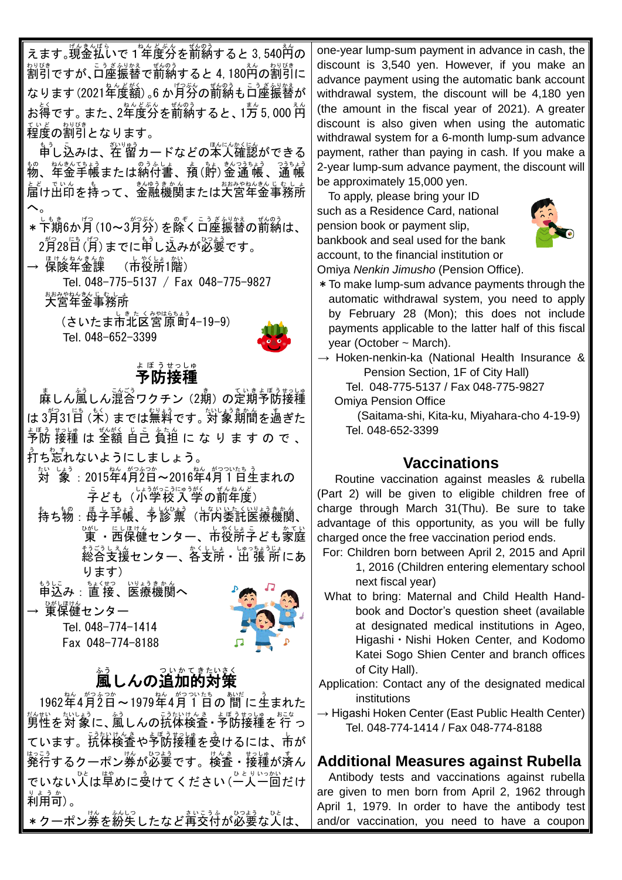えます。現金払いで1年度分を前納すると3,540円の割引ですが、口座振替で前納すると4,180円の割引になります（2021年度額）。6か月分の前納も口座振替がお得です。また、2年度分を前納すると、1万5,000円程度の割引となります。

申し込みは、在留カードなどの本人確認ができる物、年金手帳または納付書、預（貯）金通帳、通帳届け出印を持って、金融機関または大宮年金事務所へ。

＊下期6か月（10～3月分）を除く口座振替の前納は、2月28日（月）までに申し込みが必要です。

→ 保険年金課　（市役所1階）
Tel. 048-775-5137 / Fax 048-775-9827
大宮年金事務所
（さいたま市北区宮原町4-19-9）
Tel. 048-652-3399

## 予防接種

麻しん風しん混合ワクチン（2期）の定期予防接種は3月31日（木）までは無料です。対象期間を過ぎた予防接種は全額自己負担になりますので、打ち忘れないようにしましょう。

対　象：2015年4月2日～2016年4月1日生まれの子ども（小学校入学の前年度）

持ち物：母子手帳、予診票（市内委託医療機関、東・西保健センター、市役所子ども家庭総合支援センター、各支所・出張所にあります）

申込み：直接、医療機関へ

→ 東保健センター
Tel. 048-774-1414
Fax 048-774-8188

## 風しんの追加的対策

1962年4月2日～1979年4月1日の間に生まれた男性を対象に、風しんの抗体検査・予防接種を行っています。抗体検査や予防接種を受けるには、市が発行するクーポン券が必要です。検査・接種が済んでいない人は早めに受けてください（一人一回だけ利用可）。

＊クーポン券を紛失したなど再交付が必要な人は、

one-year lump-sum payment in advance in cash, the discount is 3,540 yen. However, if you make an advance payment using the automatic bank account withdrawal system, the discount will be 4,180 yen (the amount in the fiscal year of 2021). A greater discount is also given when using the automatic withdrawal system for a 6-month lump-sum advance payment, rather than paying in cash. If you make a 2-year lump-sum advance payment, the discount will be approximately 15,000 yen.

To apply, please bring your ID such as a Residence Card, national pension book or payment slip, bankbook and seal used for the bank account, to the financial institution or Omiya *Nenkin Jimusho* (Pension Office).

＊To make lump-sum advance payments through the automatic withdrawal system, you need to apply by February 28 (Mon); this does not include payments applicable to the latter half of this fiscal year (October ~ March).

→ Hoken-nenkin-ka (National Health Insurance & Pension Section, 1F of City Hall)
Tel. 048-775-5137 / Fax 048-775-9827
Omiya Pension Office
(Saitama-shi, Kita-ku, Miyahara-cho 4-19-9)
Tel. 048-652-3399

## Vaccinations

Routine vaccination against measles & rubella (Part 2) will be given to eligible children free of charge through March 31(Thu). Be sure to take advantage of this opportunity, as you will be fully charged once the free vaccination period ends.

For: Children born between April 2, 2015 and April 1, 2016 (Children entering elementary school next fiscal year)

What to bring: Maternal and Child Health Handbook and Doctor's question sheet (available at designated medical institutions in Ageo, Higashi・Nishi Hoken Center, and Kodomo Katei Sogo Shien Center and branch offices of City Hall).

Application: Contact any of the designated medical institutions

→ Higashi Hoken Center (East Public Health Center)
Tel. 048-774-1414 / Fax 048-774-8188

## Additional Measures against Rubella

Antibody tests and vaccinations against rubella are given to men born from April 2, 1962 through April 1, 1979. In order to have the antibody test and/or vaccination, you need to have a coupon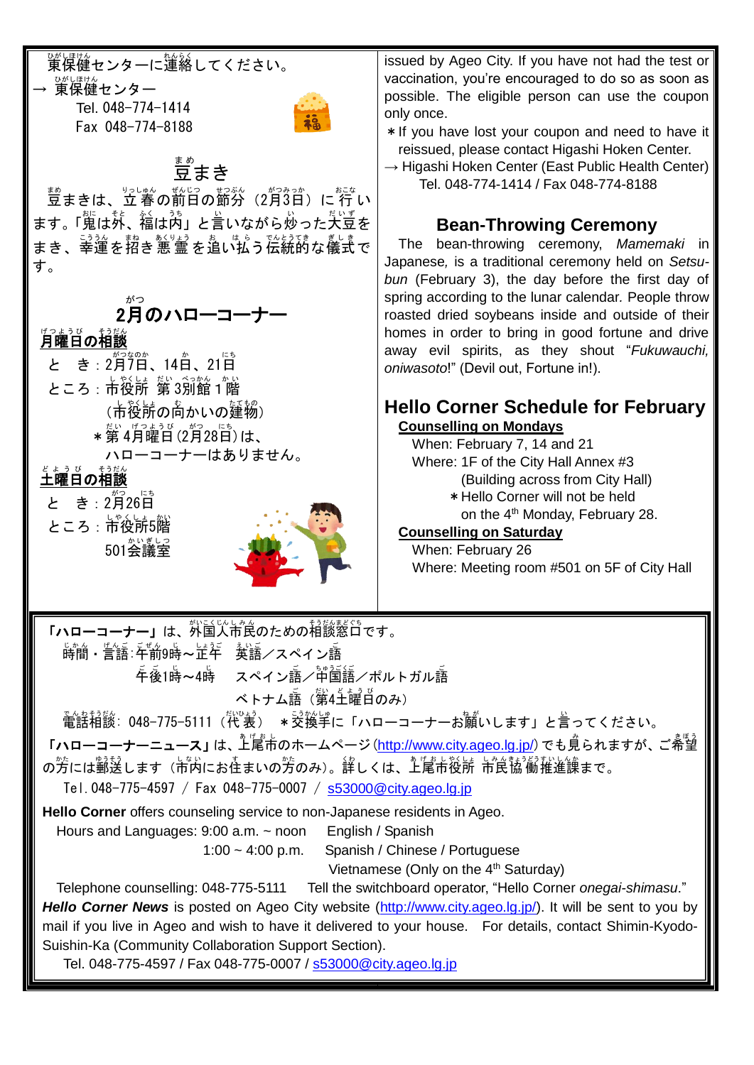東保健センターに連絡してください。

→ 東保健センター

Tel. 048-774-1414

Fax 048-774-8188

## 豆まき

豆まきは、立春の前日の節分（2月3日）に行います。「鬼は外、福は内」と言いながら炒った大豆をまき、幸運を招き悪霊を追い払う伝統的な儀式です。

## 2月のハローコーナー

**月曜日の相談**

とき：2月7日、14日、21日

ところ：市役所 第3別館1階

（市役所の向かいの建物）

＊第4月曜日（2月28日）は、ハローコーナーはありません。

**土曜日の相談**

とき：2月26日

ところ：市役所5階

501会議室

issued by Ageo City. If you have not had the test or vaccination, you're encouraged to do so as soon as possible. The eligible person can use the coupon only once.

＊If you have lost your coupon and need to have it reissued, please contact Higashi Hoken Center.

→ Higashi Hoken Center (East Public Health Center)

Tel. 048-774-1414 / Fax 048-774-8188

## Bean-Throwing Ceremony

The bean-throwing ceremony, *Mamemaki* in Japanese, is a traditional ceremony held on *Setsubun* (February 3), the day before the first day of spring according to the lunar calendar. People throw roasted dried soybeans inside and outside of their homes in order to bring in good fortune and drive away evil spirits, as they shout "*Fukuwauchi, oniwasoto*!" (Devil out, Fortune in!).

## Hello Corner Schedule for February

**Counselling on Mondays**

When: February 7, 14 and 21

Where: 1F of the City Hall Annex #3

(Building across from City Hall)

＊Hello Corner will not be held on the 4th Monday, February 28.

**Counselling on Saturday**

When: February 26

Where: Meeting room #501 on 5F of City Hall

---

**「ハローコーナー」**は、外国人市民のための相談窓口です。

時間・言語：午前9時～正午　英語／スペイン語

午後1時～4時　スペイン語／中国語／ポルトガル語

ベトナム語（第4土曜日のみ）

電話相談：048-775-5111（代表）　＊交換手に「ハローコーナーお願いします」と言ってください。

**「ハローコーナーニュース」**は、上尾市のホームページ(http://www.city.ageo.lg.jp/)でも見られますが、ご希望の方には郵送します（市内にお住まいの方のみ）。詳しくは、上尾市役所 市民協働推進課まで。

Tel. 048-775-4597 / Fax 048-775-0007 / s53000@city.ageo.lg.jp

**Hello Corner** offers counseling service to non-Japanese residents in Ageo.

Hours and Languages: 9:00 a.m. ~ noon　English / Spanish

1:00 ~ 4:00 p.m.　Spanish / Chinese / Portuguese

Vietnamese (Only on the 4th Saturday)

Telephone counselling: 048-775-5111　Tell the switchboard operator, "Hello Corner *onegai-shimasu*."

***Hello Corner News*** is posted on Ageo City website (http://www.city.ageo.lg.jp/). It will be sent to you by mail if you live in Ageo and wish to have it delivered to your house. For details, contact Shimin-Kyodo-Suishin-Ka (Community Collaboration Support Section).

Tel. 048-775-4597 / Fax 048-775-0007 / s53000@city.ageo.lg.jp